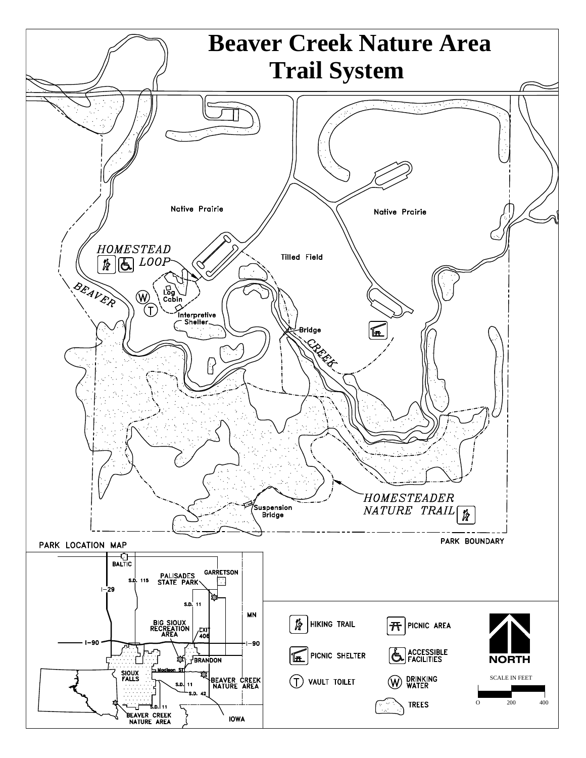# Beaver Creek Nature Area Trail System

Native Prairie

Native Prairie

HOMESTEAD LOOP

Tilled Field

BEAVER

Log Cabin

Interpretive Shelter

Bridge

CREEK

HOMESTEADER NATURE TRAIL

Suspension Bridge

PARK BOUNDARY

PARK LOCATION MAP

BALTIC

S.D. 115

PALISADES STATE PARK

GARRETSON

I-29

S.D. 11

MN

BIG SIOUX RECREATION AREA

EXIT 406

I-90

I-90

BRANDON

SIOUX FALLS

Madison ST

S.D. 11

BEAVER CREEK NATURE AREA

S.D. 42

S.D. 11

BEAVER CREEK NATURE AREA

IOWA

HIKING TRAIL

PICNIC AREA

PICNIC SHELTER

ACCESSIBLE FACILITIES

VAULT TOILET

DRINKING WATER

TREES

NORTH

SCALE IN FEET

0 200 400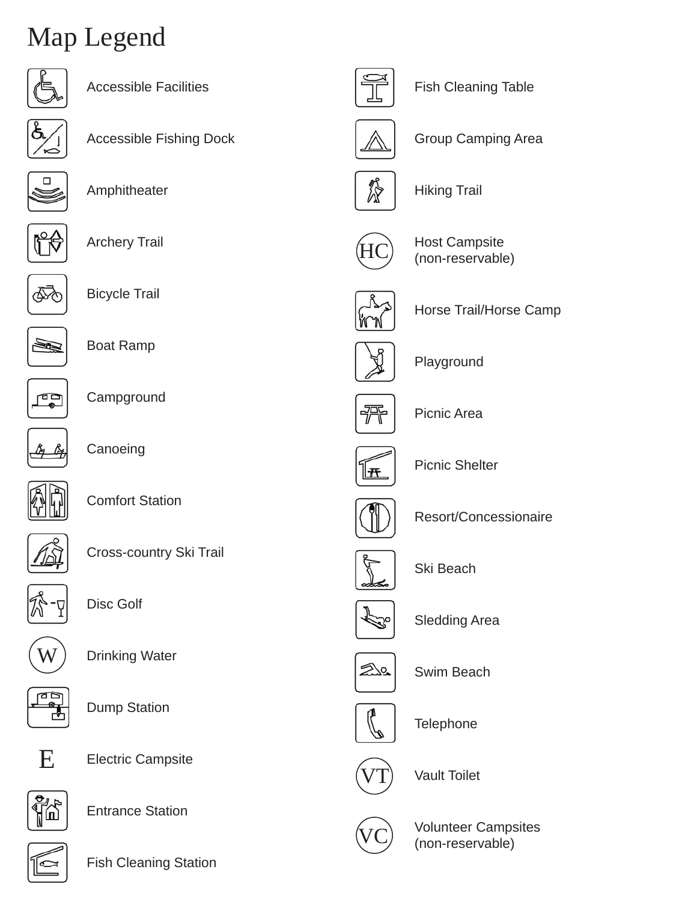# Map Legend

- Accessible Facilities
- Accessible Fishing Dock
- Amphitheater
- Archery Trail
- Bicycle Trail
- Boat Ramp
- Campground
- Canoeing
- Comfort Station
- Cross-country Ski Trail
- Disc Golf
- W — Drinking Water
- Dump Station
- E — Electric Campsite
- Entrance Station
- Fish Cleaning Station
- Fish Cleaning Table
- Group Camping Area
- Hiking Trail
- HC — Host Campsite (non-reservable)
- Horse Trail/Horse Camp
- Playground
- Picnic Area
- Picnic Shelter
- Resort/Concessionaire
- Ski Beach
- Sledding Area
- Swim Beach
- Telephone
- VT — Vault Toilet
- VC — Volunteer Campsites (non-reservable)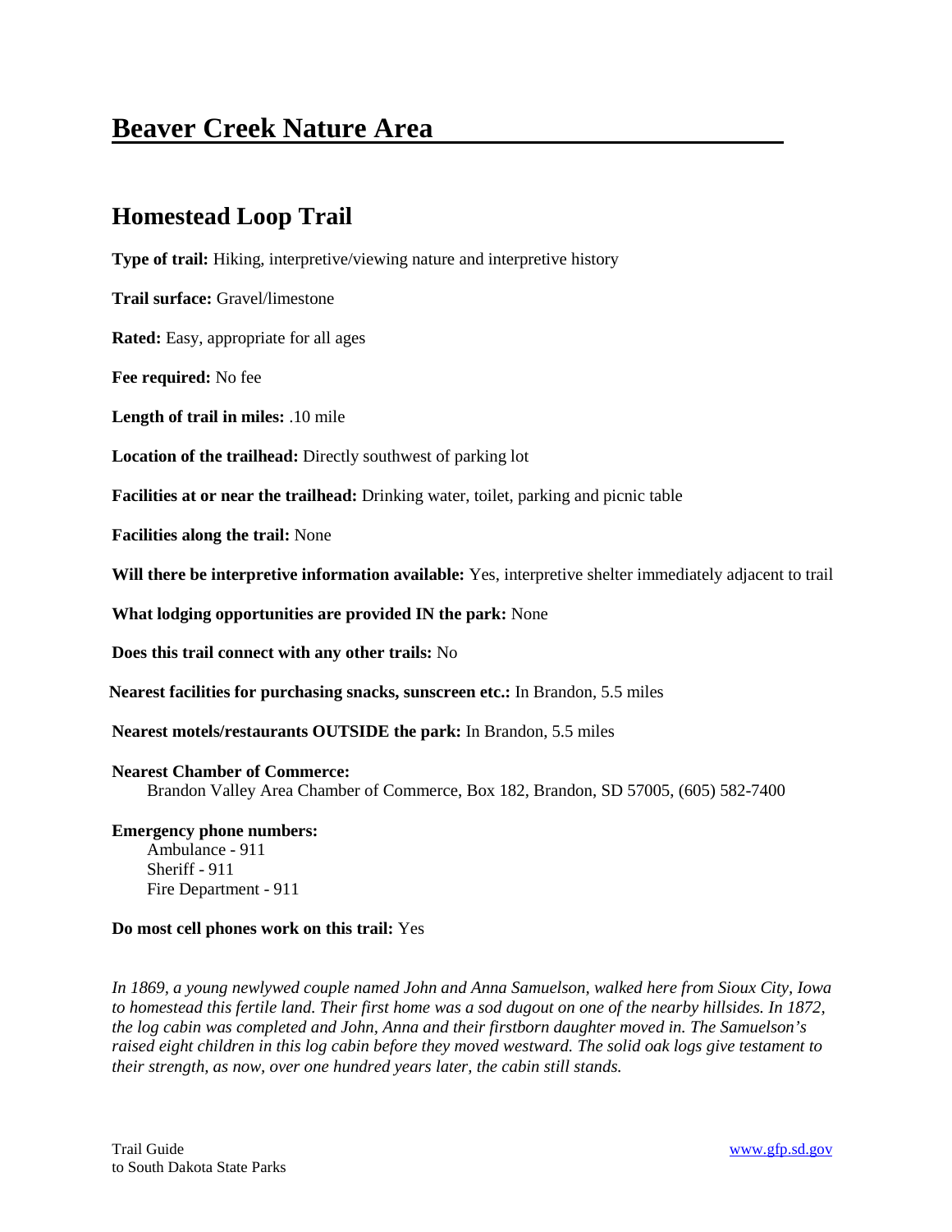# Beaver Creek Nature Area

## Homestead Loop Trail

**Type of trail:** Hiking, interpretive/viewing nature and interpretive history

**Trail surface:** Gravel/limestone

**Rated:** Easy, appropriate for all ages

**Fee required:** No fee

**Length of trail in miles:** .10 mile

**Location of the trailhead:** Directly southwest of parking lot

**Facilities at or near the trailhead:** Drinking water, toilet, parking and picnic table

**Facilities along the trail:** None

**Will there be interpretive information available:** Yes, interpretive shelter immediately adjacent to trail

**What lodging opportunities are provided IN the park:** None

**Does this trail connect with any other trails:** No

**Nearest facilities for purchasing snacks, sunscreen etc.:** In Brandon, 5.5 miles

**Nearest motels/restaurants OUTSIDE the park:** In Brandon, 5.5 miles

**Nearest Chamber of Commerce:**
Brandon Valley Area Chamber of Commerce, Box 182, Brandon, SD 57005, (605) 582-7400

**Emergency phone numbers:**
Ambulance - 911
Sheriff - 911
Fire Department - 911

**Do most cell phones work on this trail:** Yes

*In 1869, a young newlywed couple named John and Anna Samuelson, walked here from Sioux City, Iowa to homestead this fertile land. Their first home was a sod dugout on one of the nearby hillsides. In 1872, the log cabin was completed and John, Anna and their firstborn daughter moved in. The Samuelson's raised eight children in this log cabin before they moved westward. The solid oak logs give testament to their strength, as now, over one hundred years later, the cabin still stands.*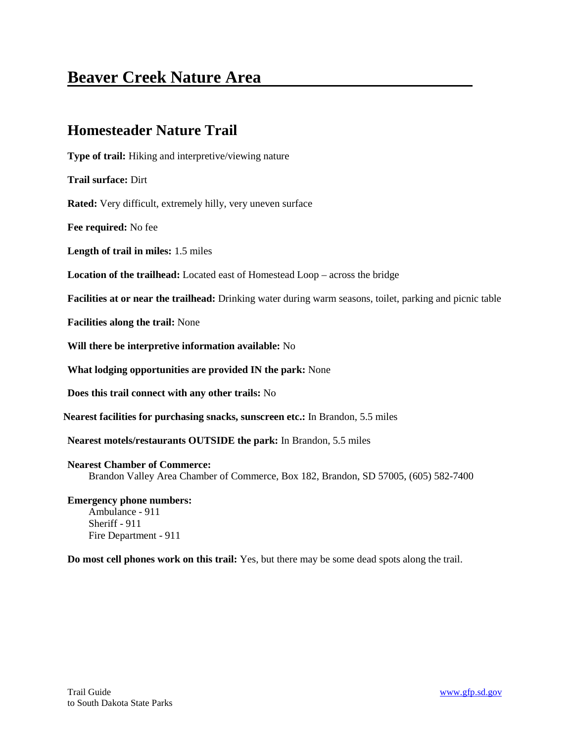# Beaver Creek Nature Area

## Homesteader Nature Trail

**Type of trail:** Hiking and interpretive/viewing nature

**Trail surface:** Dirt

**Rated:** Very difficult, extremely hilly, very uneven surface

**Fee required:** No fee

**Length of trail in miles:** 1.5 miles

**Location of the trailhead:** Located east of Homestead Loop – across the bridge

**Facilities at or near the trailhead:** Drinking water during warm seasons, toilet, parking and picnic table

**Facilities along the trail:** None

**Will there be interpretive information available:** No

**What lodging opportunities are provided IN the park:** None

**Does this trail connect with any other trails:** No

**Nearest facilities for purchasing snacks, sunscreen etc.:** In Brandon, 5.5 miles

**Nearest motels/restaurants OUTSIDE the park:** In Brandon, 5.5 miles

**Nearest Chamber of Commerce:**
Brandon Valley Area Chamber of Commerce, Box 182, Brandon, SD 57005, (605) 582-7400

**Emergency phone numbers:**
Ambulance - 911
Sheriff - 911
Fire Department - 911

**Do most cell phones work on this trail:** Yes, but there may be some dead spots along the trail.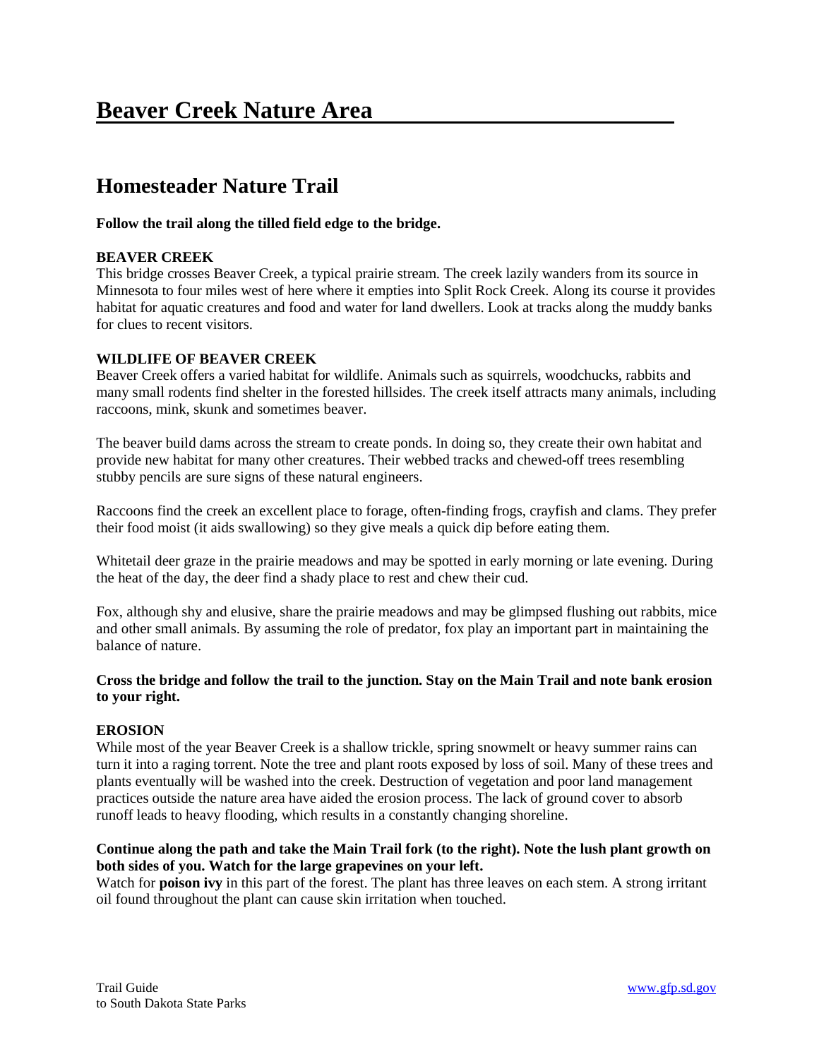# Beaver Creek Nature Area

## Homesteader Nature Trail

**Follow the trail along the tilled field edge to the bridge.**

**BEAVER CREEK**

This bridge crosses Beaver Creek, a typical prairie stream. The creek lazily wanders from its source in Minnesota to four miles west of here where it empties into Split Rock Creek. Along its course it provides habitat for aquatic creatures and food and water for land dwellers. Look at tracks along the muddy banks for clues to recent visitors.

**WILDLIFE OF BEAVER CREEK**

Beaver Creek offers a varied habitat for wildlife. Animals such as squirrels, woodchucks, rabbits and many small rodents find shelter in the forested hillsides. The creek itself attracts many animals, including raccoons, mink, skunk and sometimes beaver.

The beaver build dams across the stream to create ponds. In doing so, they create their own habitat and provide new habitat for many other creatures. Their webbed tracks and chewed-off trees resembling stubby pencils are sure signs of these natural engineers.

Raccoons find the creek an excellent place to forage, often-finding frogs, crayfish and clams. They prefer their food moist (it aids swallowing) so they give meals a quick dip before eating them.

Whitetail deer graze in the prairie meadows and may be spotted in early morning or late evening. During the heat of the day, the deer find a shady place to rest and chew their cud.

Fox, although shy and elusive, share the prairie meadows and may be glimpsed flushing out rabbits, mice and other small animals. By assuming the role of predator, fox play an important part in maintaining the balance of nature.

**Cross the bridge and follow the trail to the junction. Stay on the Main Trail and note bank erosion to your right.**

**EROSION**

While most of the year Beaver Creek is a shallow trickle, spring snowmelt or heavy summer rains can turn it into a raging torrent. Note the tree and plant roots exposed by loss of soil. Many of these trees and plants eventually will be washed into the creek. Destruction of vegetation and poor land management practices outside the nature area have aided the erosion process. The lack of ground cover to absorb runoff leads to heavy flooding, which results in a constantly changing shoreline.

**Continue along the path and take the Main Trail fork (to the right). Note the lush plant growth on both sides of you. Watch for the large grapevines on your left.**

Watch for **poison ivy** in this part of the forest. The plant has three leaves on each stem. A strong irritant oil found throughout the plant can cause skin irritation when touched.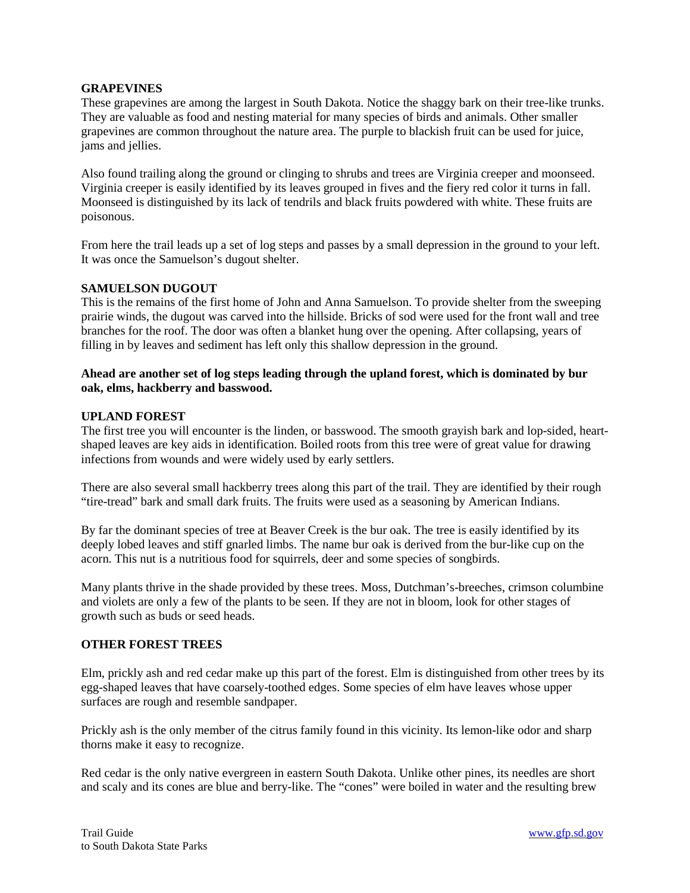**GRAPEVINES**

These grapevines are among the largest in South Dakota. Notice the shaggy bark on their tree-like trunks. They are valuable as food and nesting material for many species of birds and animals. Other smaller grapevines are common throughout the nature area. The purple to blackish fruit can be used for juice, jams and jellies.

Also found trailing along the ground or clinging to shrubs and trees are Virginia creeper and moonseed. Virginia creeper is easily identified by its leaves grouped in fives and the fiery red color it turns in fall. Moonseed is distinguished by its lack of tendrils and black fruits powdered with white. These fruits are poisonous.

From here the trail leads up a set of log steps and passes by a small depression in the ground to your left. It was once the Samuelson's dugout shelter.

**SAMUELSON DUGOUT**

This is the remains of the first home of John and Anna Samuelson. To provide shelter from the sweeping prairie winds, the dugout was carved into the hillside. Bricks of sod were used for the front wall and tree branches for the roof. The door was often a blanket hung over the opening. After collapsing, years of filling in by leaves and sediment has left only this shallow depression in the ground.

**Ahead are another set of log steps leading through the upland forest, which is dominated by bur oak, elms, hackberry and basswood.**

**UPLAND FOREST**

The first tree you will encounter is the linden, or basswood. The smooth grayish bark and lop-sided, heart-shaped leaves are key aids in identification. Boiled roots from this tree were of great value for drawing infections from wounds and were widely used by early settlers.

There are also several small hackberry trees along this part of the trail. They are identified by their rough "tire-tread" bark and small dark fruits. The fruits were used as a seasoning by American Indians.

By far the dominant species of tree at Beaver Creek is the bur oak. The tree is easily identified by its deeply lobed leaves and stiff gnarled limbs. The name bur oak is derived from the bur-like cup on the acorn. This nut is a nutritious food for squirrels, deer and some species of songbirds.

Many plants thrive in the shade provided by these trees. Moss, Dutchman's-breeches, crimson columbine and violets are only a few of the plants to be seen. If they are not in bloom, look for other stages of growth such as buds or seed heads.

**OTHER FOREST TREES**

Elm, prickly ash and red cedar make up this part of the forest. Elm is distinguished from other trees by its egg-shaped leaves that have coarsely-toothed edges. Some species of elm have leaves whose upper surfaces are rough and resemble sandpaper.

Prickly ash is the only member of the citrus family found in this vicinity. Its lemon-like odor and sharp thorns make it easy to recognize.

Red cedar is the only native evergreen in eastern South Dakota. Unlike other pines, its needles are short and scaly and its cones are blue and berry-like. The "cones" were boiled in water and the resulting brew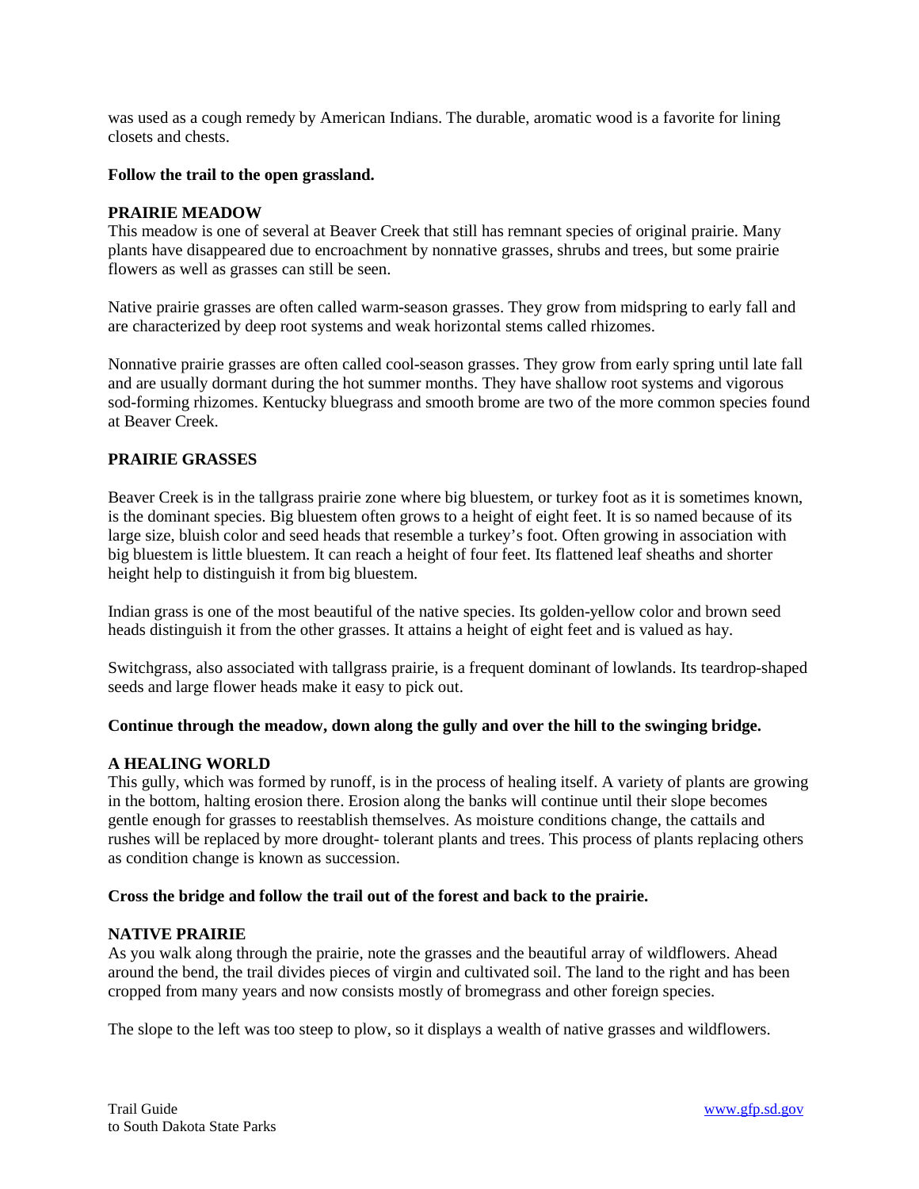was used as a cough remedy by American Indians. The durable, aromatic wood is a favorite for lining closets and chests.

**Follow the trail to the open grassland.**

**PRAIRIE MEADOW**

This meadow is one of several at Beaver Creek that still has remnant species of original prairie. Many plants have disappeared due to encroachment by nonnative grasses, shrubs and trees, but some prairie flowers as well as grasses can still be seen.

Native prairie grasses are often called warm-season grasses. They grow from midspring to early fall and are characterized by deep root systems and weak horizontal stems called rhizomes.

Nonnative prairie grasses are often called cool-season grasses. They grow from early spring until late fall and are usually dormant during the hot summer months. They have shallow root systems and vigorous sod-forming rhizomes. Kentucky bluegrass and smooth brome are two of the more common species found at Beaver Creek.

**PRAIRIE GRASSES**

Beaver Creek is in the tallgrass prairie zone where big bluestem, or turkey foot as it is sometimes known, is the dominant species. Big bluestem often grows to a height of eight feet. It is so named because of its large size, bluish color and seed heads that resemble a turkey's foot. Often growing in association with big bluestem is little bluestem. It can reach a height of four feet. Its flattened leaf sheaths and shorter height help to distinguish it from big bluestem.

Indian grass is one of the most beautiful of the native species. Its golden-yellow color and brown seed heads distinguish it from the other grasses. It attains a height of eight feet and is valued as hay.

Switchgrass, also associated with tallgrass prairie, is a frequent dominant of lowlands. Its teardrop-shaped seeds and large flower heads make it easy to pick out.

**Continue through the meadow, down along the gully and over the hill to the swinging bridge.**

**A HEALING WORLD**

This gully, which was formed by runoff, is in the process of healing itself. A variety of plants are growing in the bottom, halting erosion there. Erosion along the banks will continue until their slope becomes gentle enough for grasses to reestablish themselves. As moisture conditions change, the cattails and rushes will be replaced by more drought- tolerant plants and trees. This process of plants replacing others as condition change is known as succession.

**Cross the bridge and follow the trail out of the forest and back to the prairie.**

**NATIVE PRAIRIE**

As you walk along through the prairie, note the grasses and the beautiful array of wildflowers. Ahead around the bend, the trail divides pieces of virgin and cultivated soil. The land to the right and has been cropped from many years and now consists mostly of bromegrass and other foreign species.

The slope to the left was too steep to plow, so it displays a wealth of native grasses and wildflowers.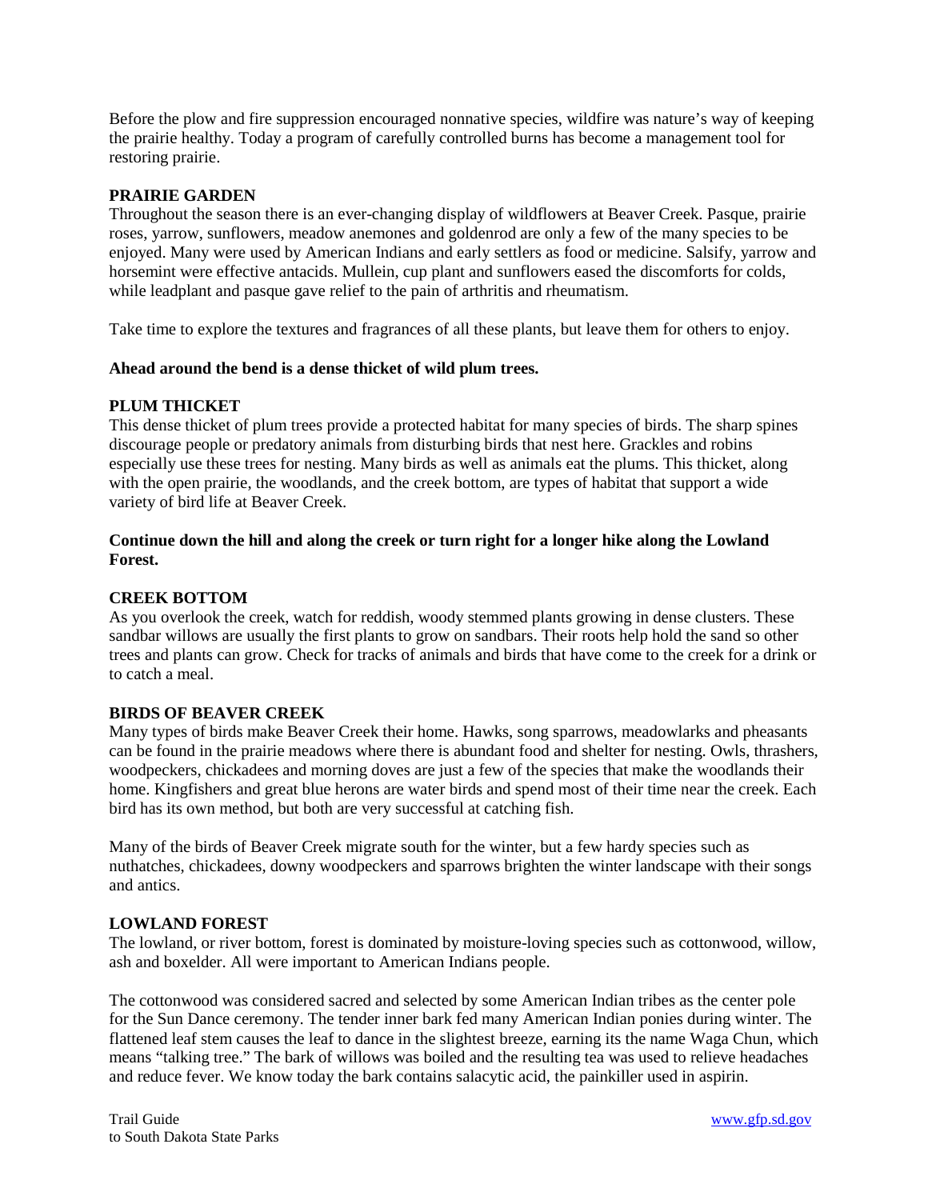Before the plow and fire suppression encouraged nonnative species, wildfire was nature's way of keeping the prairie healthy. Today a program of carefully controlled burns has become a management tool for restoring prairie.

**PRAIRIE GARDEN**

Throughout the season there is an ever-changing display of wildflowers at Beaver Creek. Pasque, prairie roses, yarrow, sunflowers, meadow anemones and goldenrod are only a few of the many species to be enjoyed. Many were used by American Indians and early settlers as food or medicine. Salsify, yarrow and horsemint were effective antacids. Mullein, cup plant and sunflowers eased the discomforts for colds, while leadplant and pasque gave relief to the pain of arthritis and rheumatism.

Take time to explore the textures and fragrances of all these plants, but leave them for others to enjoy.

**Ahead around the bend is a dense thicket of wild plum trees.**

**PLUM THICKET**

This dense thicket of plum trees provide a protected habitat for many species of birds. The sharp spines discourage people or predatory animals from disturbing birds that nest here. Grackles and robins especially use these trees for nesting. Many birds as well as animals eat the plums. This thicket, along with the open prairie, the woodlands, and the creek bottom, are types of habitat that support a wide variety of bird life at Beaver Creek.

**Continue down the hill and along the creek or turn right for a longer hike along the Lowland Forest.**

**CREEK BOTTOM**

As you overlook the creek, watch for reddish, woody stemmed plants growing in dense clusters. These sandbar willows are usually the first plants to grow on sandbars. Their roots help hold the sand so other trees and plants can grow. Check for tracks of animals and birds that have come to the creek for a drink or to catch a meal.

**BIRDS OF BEAVER CREEK**

Many types of birds make Beaver Creek their home. Hawks, song sparrows, meadowlarks and pheasants can be found in the prairie meadows where there is abundant food and shelter for nesting. Owls, thrashers, woodpeckers, chickadees and morning doves are just a few of the species that make the woodlands their home. Kingfishers and great blue herons are water birds and spend most of their time near the creek. Each bird has its own method, but both are very successful at catching fish.

Many of the birds of Beaver Creek migrate south for the winter, but a few hardy species such as nuthatches, chickadees, downy woodpeckers and sparrows brighten the winter landscape with their songs and antics.

**LOWLAND FOREST**

The lowland, or river bottom, forest is dominated by moisture-loving species such as cottonwood, willow, ash and boxelder. All were important to American Indians people.

The cottonwood was considered sacred and selected by some American Indian tribes as the center pole for the Sun Dance ceremony. The tender inner bark fed many American Indian ponies during winter. The flattened leaf stem causes the leaf to dance in the slightest breeze, earning its the name Waga Chun, which means "talking tree." The bark of willows was boiled and the resulting tea was used to relieve headaches and reduce fever. We know today the bark contains salacytic acid, the painkiller used in aspirin.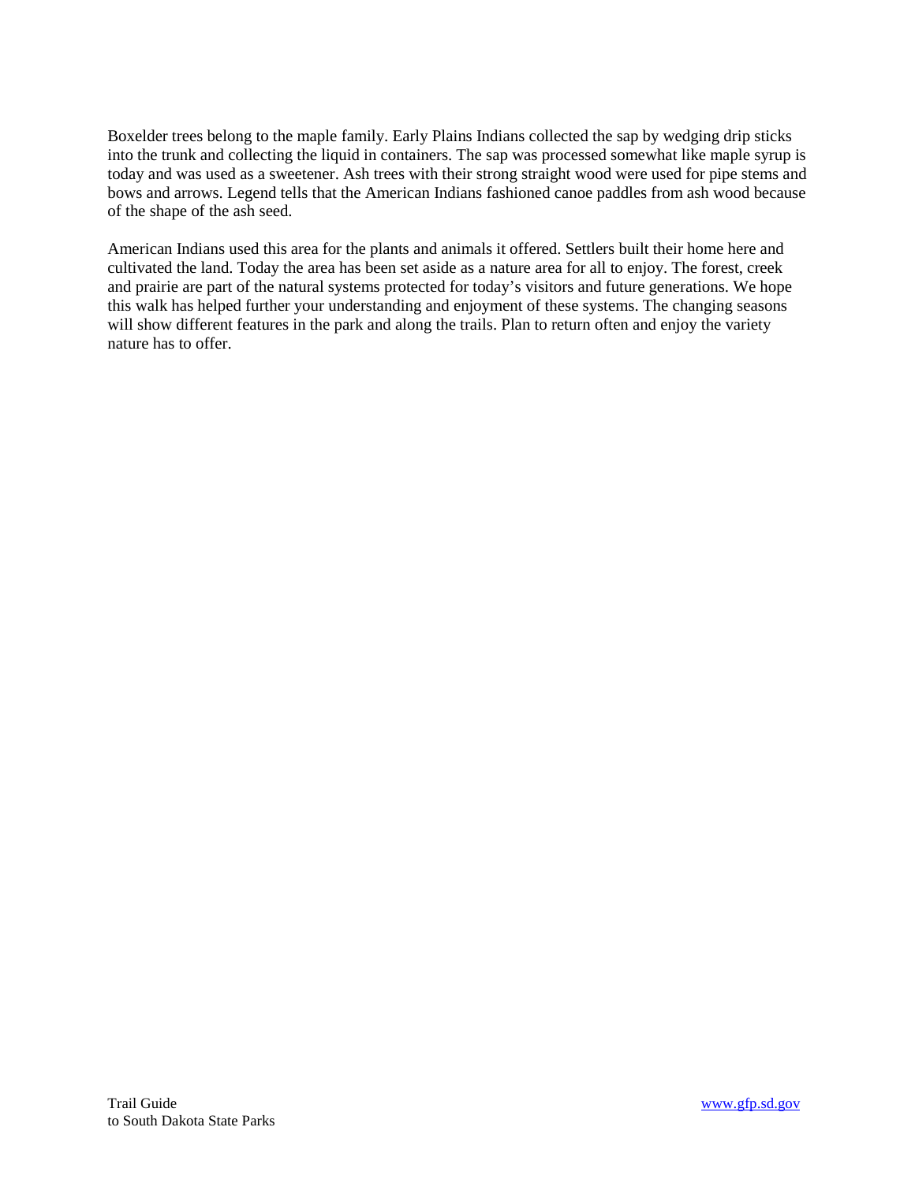Boxelder trees belong to the maple family. Early Plains Indians collected the sap by wedging drip sticks into the trunk and collecting the liquid in containers. The sap was processed somewhat like maple syrup is today and was used as a sweetener. Ash trees with their strong straight wood were used for pipe stems and bows and arrows. Legend tells that the American Indians fashioned canoe paddles from ash wood because of the shape of the ash seed.

American Indians used this area for the plants and animals it offered. Settlers built their home here and cultivated the land. Today the area has been set aside as a nature area for all to enjoy. The forest, creek and prairie are part of the natural systems protected for today's visitors and future generations. We hope this walk has helped further your understanding and enjoyment of these systems. The changing seasons will show different features in the park and along the trails. Plan to return often and enjoy the variety nature has to offer.